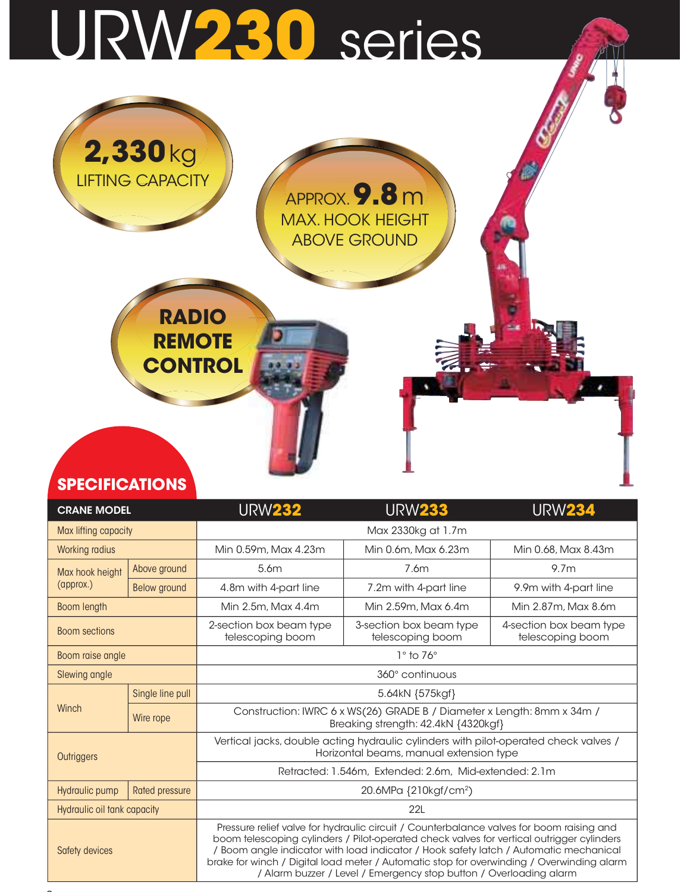# URW230 series

**2,330** kg
LIFTING CAPACITY

APPROX. **9.8** m
MAX. HOOK HEIGHT ABOVE GROUND

**RADIO REMOTE CONTROL**

## SPECIFICATIONS

| CRANE MODEL | | URW232 | URW233 | URW234 |
|---|---|---|---|---|
| Max lifting capacity | | Max 2330kg at 1.7m | | |
| Working radius | | Min 0.59m, Max 4.23m | Min 0.6m, Max 6.23m | Min 0.68, Max 8.43m |
| Max hook height (approx.) | Above ground | 5.6m | 7.6m | 9.7m |
| | Below ground | 4.8m with 4-part line | 7.2m with 4-part line | 9.9m with 4-part line |
| Boom length | | Min 2.5m, Max 4.4m | Min 2.59m, Max 6.4m | Min 2.87m, Max 8.6m |
| Boom sections | | 2-section box beam type telescoping boom | 3-section box beam type telescoping boom | 4-section box beam type telescoping boom |
| Boom raise angle | | 1° to 76° | | |
| Slewing angle | | 360° continuous | | |
| Winch | Single line pull | 5.64kN {575kgf} | | |
| | Wire rope | Construction: IWRC 6 x WS(26) GRADE B / Diameter x Length: 8mm x 34m / Breaking strength: 42.4kN {4320kgf} | | |
| Outriggers | | Vertical jacks, double acting hydraulic cylinders with pilot-operated check valves / Horizontal beams, manual extension type | | |
| | | Retracted: 1.546m, Extended: 2.6m, Mid-extended: 2.1m | | |
| Hydraulic pump | Rated pressure | 20.6MPa {210kgf/cm²} | | |
| Hydraulic oil tank capacity | | 22L | | |
| Safety devices | | Pressure relief valve for hydraulic circuit / Counterbalance valves for boom raising and boom telescoping cylinders / Pilot-operated check valves for vertical outrigger cylinders / Boom angle indicator with load indicator / Hook safety latch / Automatic mechanical brake for winch / Digital load meter / Automatic stop for overwinding / Overwinding alarm / Alarm buzzer / Level / Emergency stop button / Overloading alarm | | |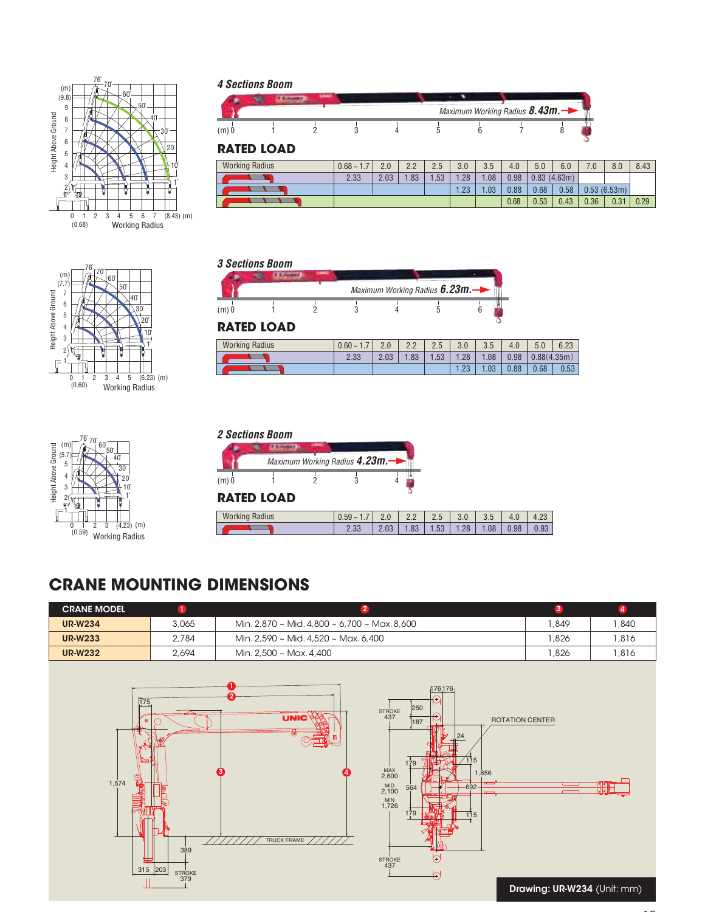## 4 Sections Boom

(m) 0 1 2 3 4 5 6 7 8

Maximum Working Radius **8.43m.**

### RATED LOAD

| Working Radius | 0.68 ~ 1.7 | 2.0 | 2.2 | 2.5 | 3.0 | 3.5 | 4.0 | 5.0 | 6.0 | 7.0 | 8.0 | 8.43 |
|---|---|---|---|---|---|---|---|---|---|---|---|---|
| | 2.33 | 2.03 | 1.83 | 1.53 | 1.28 | 1.08 | 0.98 | 0.83 (4.63m) | | | | |
| | | | | | 1.23 | 1.03 | 0.88 | 0.68 | 0.58 | 0.53 (6.53m) | | |
| | | | | | | | 0.68 | 0.53 | 0.43 | 0.36 | 0.31 | 0.29 |

(m)
(9.8)
Height Above Ground
76° 70° 60° 50° 40° 30° 20° 10° 1°
0 1 2 3 4 5 6 7 (8.43) (m)
(0.68) Working Radius

## 3 Sections Boom

(m) 0 1 2 3 4 5 6

Maximum Working Radius **6.23m.**

### RATED LOAD

| Working Radius | 0.60 ~ 1.7 | 2.0 | 2.2 | 2.5 | 3.0 | 3.5 | 4.0 | 5.0 | 6.23 |
|---|---|---|---|---|---|---|---|---|---|
| | 2.33 | 2.03 | 1.83 | 1.53 | 1.28 | 1.08 | 0.98 | 0.88(4.35m) | |
| | | | | | 1.23 | 1.03 | 0.88 | 0.68 | 0.53 |

(m)
(7.7)
Height Above Ground
76° 70° 60° 50° 40° 30° 20° 10° 1°
0 1 2 3 4 5 (6.23) (m)
(0.60) Working Radius

## 2 Sections Boom

(m) 0 1 2 3 4

Maximum Working Radius **4.23m.**

### RATED LOAD

| Working Radius | 0.59 ~ 1.7 | 2.0 | 2.2 | 2.5 | 3.0 | 3.5 | 4.0 | 4.23 |
|---|---|---|---|---|---|---|---|---|
| | 2.33 | 2.03 | 1.83 | 1.53 | 1.28 | 1.08 | 0.98 | 0.93 |

(m)
(5.7)
Height Above Ground
76° 70° 60° 50° 40° 30° 20° 10° 1°
0 1 2 3 (4.23) (m)
(0.59) Working Radius

# CRANE MOUNTING DIMENSIONS

| CRANE MODEL | 1 | 2 | 3 | 4 |
|---|---|---|---|---|
| **UR-W234** | 3,065 | Min. 2,870 ~ Mid. 4,800 ~ 6,700 ~ Max. 8,600 | 1,849 | 1,840 |
| **UR-W233** | 2,784 | Min. 2,590 ~ Mid. 4,520 ~ Max. 6,400 | 1,826 | 1,816 |
| **UR-W232** | 2,694 | Min. 2,500 ~ Max. 4,400 | 1,826 | 1,816 |

175
1,574
389
315 203
STROKE 379
TRUCK FRAME
UNIC

176 176
STROKE 437
250
187
24
ROTATION CENTER
179
115
MAX 2,600
MID 2,100
MIN 1,726
564
692
1,856
179
115
STROKE 437

**Drawing: UR-W234** (Unit: mm)